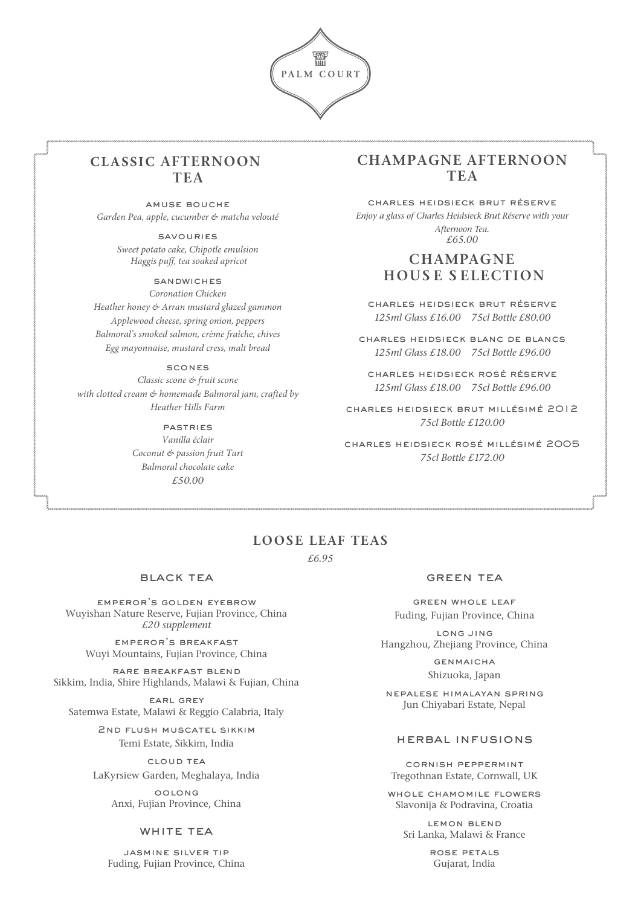# PALM COURT

## CLASSIC AFTERNOON TEA

### AMUSE BOUCHE

*Garden Pea, apple, cucumber & matcha velouté*

### SAVOURIES

*Sweet potato cake, Chipotle emulsion*
*Haggis puff, tea soaked apricot*

### SANDWICHES

*Coronation Chicken*
*Heather honey & Arran mustard glazed gammon*
*Applewood cheese, spring onion, peppers*
*Balmoral's smoked salmon, crème fraîche, chives*
*Egg mayonnaise, mustard cress, malt bread*

### SCONES

*Classic scone & fruit scone*
*with clotted cream & homemade Balmoral jam, crafted by Heather Hills Farm*

### PASTRIES

*Vanilla éclair*
*Coconut & passion fruit Tart*
*Balmoral chocolate cake*
*£50.00*

## CHAMPAGNE AFTERNOON TEA

### CHARLES HEIDSIECK BRUT RÉSERVE

*Enjoy a glass of Charles Heidsieck Brut Réserve with your Afternoon Tea.*
*£65.00*

## CHAMPAGNE HOUSE SELECTION

### CHARLES HEIDSIECK BRUT RÉSERVE

*125ml Glass £16.00 75cl Bottle £80.00*

### CHARLES HEIDSIECK BLANC DE BLANCS

*125ml Glass £18.00 75cl Bottle £96.00*

### CHARLES HEIDSIECK ROSÉ RÉSERVE

*125ml Glass £18.00 75cl Bottle £96.00*

### CHARLES HEIDSIECK BRUT MILLÉSIMÉ 2012

*75cl Bottle £120.00*

### CHARLES HEIDSIECK ROSÉ MILLÉSIMÉ 2005

*75cl Bottle £172.00*

## LOOSE LEAF TEAS

*£6.95*

### BLACK TEA

**EMPEROR'S GOLDEN EYEBROW**
Wuyishan Nature Reserve, Fujian Province, China
*£20 supplement*

**EMPEROR'S BREAKFAST**
Wuyi Mountains, Fujian Province, China

**RARE BREAKFAST BLEND**
Sikkim, India, Shire Highlands, Malawi & Fujian, China

**EARL GREY**
Satemwa Estate, Malawi & Reggio Calabria, Italy

**2ND FLUSH MUSCATEL SIKKIM**
Temi Estate, Sikkim, India

**CLOUD TEA**
LaKyrsiew Garden, Meghalaya, India

**OOLONG**
Anxi, Fujian Province, China

### WHITE TEA

**JASMINE SILVER TIP**
Fuding, Fujian Province, China

### GREEN TEA

**GREEN WHOLE LEAF**
Fuding, Fujian Province, China

**LONG JING**
Hangzhou, Zhejiang Province, China

**GENMAICHA**
Shizuoka, Japan

**NEPALESE HIMALAYAN SPRING**
Jun Chiyabari Estate, Nepal

### HERBAL INFUSIONS

**CORNISH PEPPERMINT**
Tregothnan Estate, Cornwall, UK

**WHOLE CHAMOMILE FLOWERS**
Slavonija & Podravina, Croatia

**LEMON BLEND**
Sri Lanka, Malawi & France

**ROSE PETALS**
Gujarat, India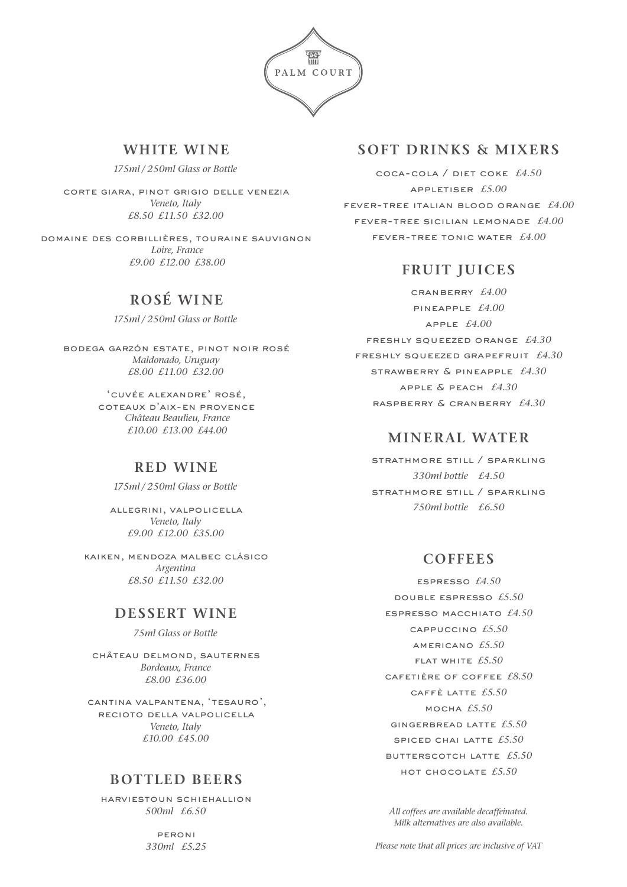PALM COURT

## WHITE WINE

*175ml / 250ml Glass or Bottle*

CORTE GIARA, PINOT GRIGIO DELLE VENEZIA
*Veneto, Italy*
*£8.50 £11.50 £32.00*

DOMAINE DES CORBILLIÈRES, TOURAINE SAUVIGNON
*Loire, France*
*£9.00 £12.00 £38.00*

## ROSÉ WINE

*175ml / 250ml Glass or Bottle*

BODEGA GARZÓN ESTATE, PINOT NOIR ROSÉ
*Maldonado, Uruguay*
*£8.00 £11.00 £32.00*

'CUVÉE ALEXANDRE' ROSÉ,
COTEAUX D'AIX-EN PROVENCE
*Château Beaulieu, France*
*£10.00 £13.00 £44.00*

## RED WINE

*175ml / 250ml Glass or Bottle*

ALLEGRINI, VALPOLICELLA
*Veneto, Italy*
*£9.00 £12.00 £35.00*

KAIKEN, MENDOZA MALBEC CLÁSICO
*Argentina*
*£8.50 £11.50 £32.00*

## DESSERT WINE

*75ml Glass or Bottle*

CHÂTEAU DELMOND, SAUTERNES
*Bordeaux, France*
*£8.00 £36.00*

CANTINA VALPANTENA, 'TESAURO',
RECIOTO DELLA VALPOLICELLA
*Veneto, Italy*
*£10.00 £45.00*

## BOTTLED BEERS

HARVIESTOUN SCHIEHALLION
*500ml £6.50*

PERONI
*330ml £5.25*

## SOFT DRINKS & MIXERS

COCA-COLA / DIET COKE *£4.50*

APPLETISER *£5.00*

FEVER-TREE ITALIAN BLOOD ORANGE *£4.00*

FEVER-TREE SICILIAN LEMONADE *£4.00*

FEVER-TREE TONIC WATER *£4.00*

## FRUIT JUICES

CRANBERRY *£4.00*

PINEAPPLE *£4.00*

APPLE *£4.00*

FRESHLY SQUEEZED ORANGE *£4.30*

FRESHLY SQUEEZED GRAPEFRUIT *£4.30*

STRAWBERRY & PINEAPPLE *£4.30*

APPLE & PEACH *£4.30*

RASPBERRY & CRANBERRY *£4.30*

## MINERAL WATER

STRATHMORE STILL / SPARKLING
*330ml bottle £4.50*

STRATHMORE STILL / SPARKLING
*750ml bottle £6.50*

## COFFEES

ESPRESSO *£4.50*

DOUBLE ESPRESSO *£5.50*

ESPRESSO MACCHIATO *£4.50*

CAPPUCCINO *£5.50*

AMERICANO *£5.50*

FLAT WHITE *£5.50*

CAFETIÈRE OF COFFEE *£8.50*

CAFFÈ LATTE *£5.50*

MOCHA *£5.50*

GINGERBREAD LATTE *£5.50*

SPICED CHAI LATTE *£5.50*

BUTTERSCOTCH LATTE *£5.50*

HOT CHOCOLATE *£5.50*

*All coffees are available decaffeinated.*
*Milk alternatives are also available.*

*Please note that all prices are inclusive of VAT*